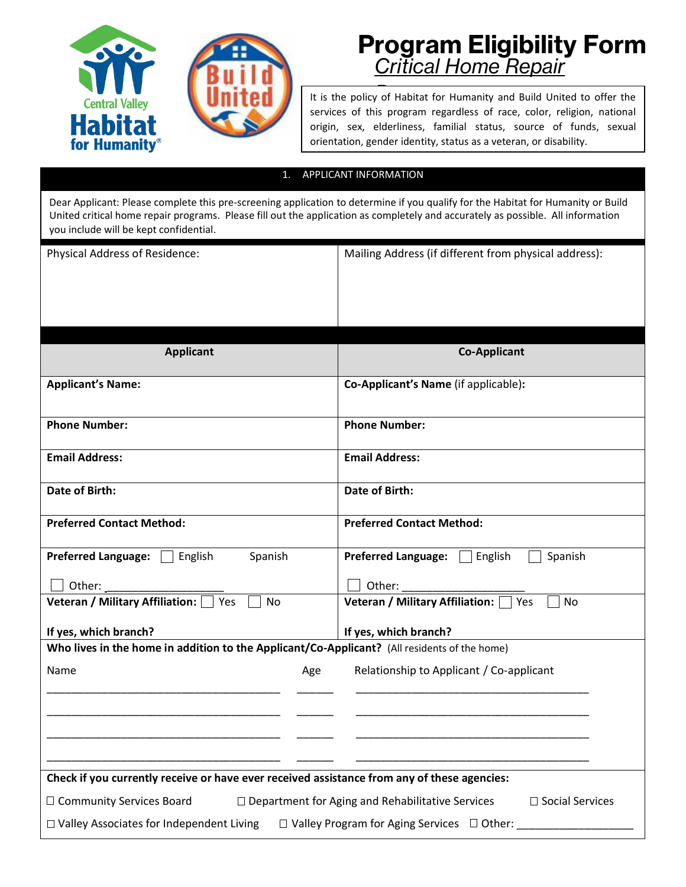# Program Eligibility Form

## *Critical Home Repair*

It is the policy of Habitat for Humanity and Build United to offer the services of this program regardless of race, color, religion, national origin, sex, elderliness, familial status, source of funds, sexual orientation, gender identity, status as a veteran, or disability.

## 1. APPLICANT INFORMATION

Dear Applicant: Please complete this pre-screening application to determine if you qualify for the Habitat for Humanity or Build United critical home repair programs. Please fill out the application as completely and accurately as possible. All information you include will be kept confidential.

| Physical Address of Residence: | Mailing Address (if different from physical address): |
|---|---|
| | |

| Applicant | Co-Applicant |
|---|---|
| **Applicant's Name:** | **Co-Applicant's Name** (if applicable)**:** |
| **Phone Number:** | **Phone Number:** |
| **Email Address:** | **Email Address:** |
| **Date of Birth:** | **Date of Birth:** |
| **Preferred Contact Method:** | **Preferred Contact Method:** |
| **Preferred Language:** ☐ English Spanish ☐ Other: ___________________ | **Preferred Language:** ☐ English ☐ Spanish ☐ Other: ___________________ |
| **Veteran / Military Affiliation:** ☐ Yes ☐ No **If yes, which branch?** | **Veteran / Military Affiliation:** ☐ Yes ☐ No **If yes, which branch?** |

**Who lives in the home in addition to the Applicant/Co-Applicant?** (All residents of the home)

| Name | Age | Relationship to Applicant / Co-applicant |
|---|---|---|
| ______________________________ | _____ | ______________________________ |
| ______________________________ | _____ | ______________________________ |
| ______________________________ | _____ | ______________________________ |
| ______________________________ | _____ | ______________________________ |

**Check if you currently receive or have ever received assistance from any of these agencies:**

☐ Community Services Board ☐ Department for Aging and Rehabilitative Services ☐ Social Services

☐ Valley Associates for Independent Living ☐ Valley Program for Aging Services ☐ Other: ________________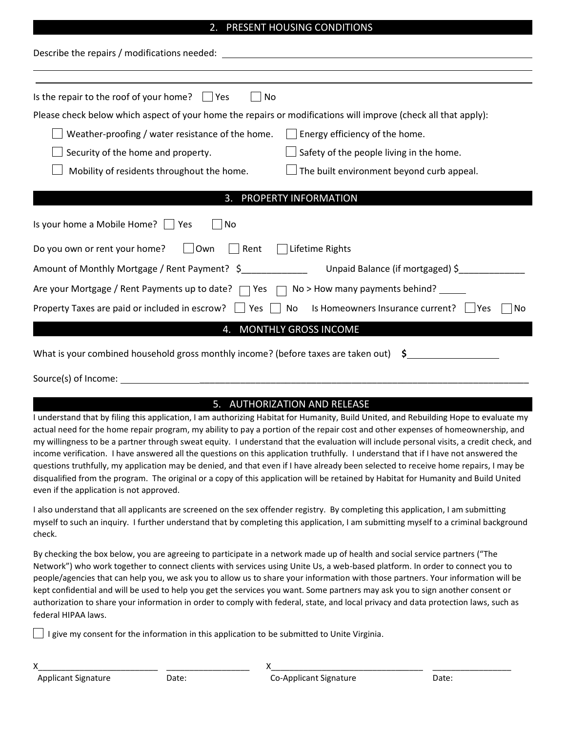## 2. PRESENT HOUSING CONDITIONS

Describe the repairs / modifications needed: ______________________________________________

______________________________________________

______________________________________________

Is the repair to the roof of your home? ☐ Yes ☐ No

Please check below which aspect of your home the repairs or modifications will improve (check all that apply):

☐ Weather-proofing / water resistance of the home. ☐ Energy efficiency of the home.

☐ Security of the home and property. ☐ Safety of the people living in the home.

☐ Mobility of residents throughout the home. ☐ The built environment beyond curb appeal.

## 3. PROPERTY INFORMATION

Is your home a Mobile Home? ☐ Yes ☐ No

Do you own or rent your home? ☐ Own ☐ Rent ☐ Lifetime Rights

Amount of Monthly Mortgage / Rent Payment? $_____________ Unpaid Balance (if mortgaged) $_____________

Are your Mortgage / Rent Payments up to date? ☐ Yes ☐ No > How many payments behind? _____

Property Taxes are paid or included in escrow? ☐ Yes ☐ No Is Homeowners Insurance current? ☐ Yes ☐ No

## 4. MONTHLY GROSS INCOME

What is your combined household gross monthly income? (before taxes are taken out) **$**_________________

Source(s) of Income: ______________________________________________

## 5. AUTHORIZATION AND RELEASE

I understand that by filing this application, I am authorizing Habitat for Humanity, Build United, and Rebuilding Hope to evaluate my actual need for the home repair program, my ability to pay a portion of the repair cost and other expenses of homeownership, and my willingness to be a partner through sweat equity. I understand that the evaluation will include personal visits, a credit check, and income verification. I have answered all the questions on this application truthfully. I understand that if I have not answered the questions truthfully, my application may be denied, and that even if I have already been selected to receive home repairs, I may be disqualified from the program. The original or a copy of this application will be retained by Habitat for Humanity and Build United even if the application is not approved.

I also understand that all applicants are screened on the sex offender registry. By completing this application, I am submitting myself to such an inquiry. I further understand that by completing this application, I am submitting myself to a criminal background check.

By checking the box below, you are agreeing to participate in a network made up of health and social service partners ("The Network") who work together to connect clients with services using Unite Us, a web-based platform. In order to connect you to people/agencies that can help you, we ask you to allow us to share your information with those partners. Your information will be kept confidential and will be used to help you get the services you want. Some partners may ask you to sign another consent or authorization to share your information in order to comply with federal, state, and local privacy and data protection laws, such as federal HIPAA laws.

☐ I give my consent for the information in this application to be submitted to Unite Virginia.

X__________________________ __________________ X_________________________________ _________________

Applicant Signature Date: Co-Applicant Signature Date: